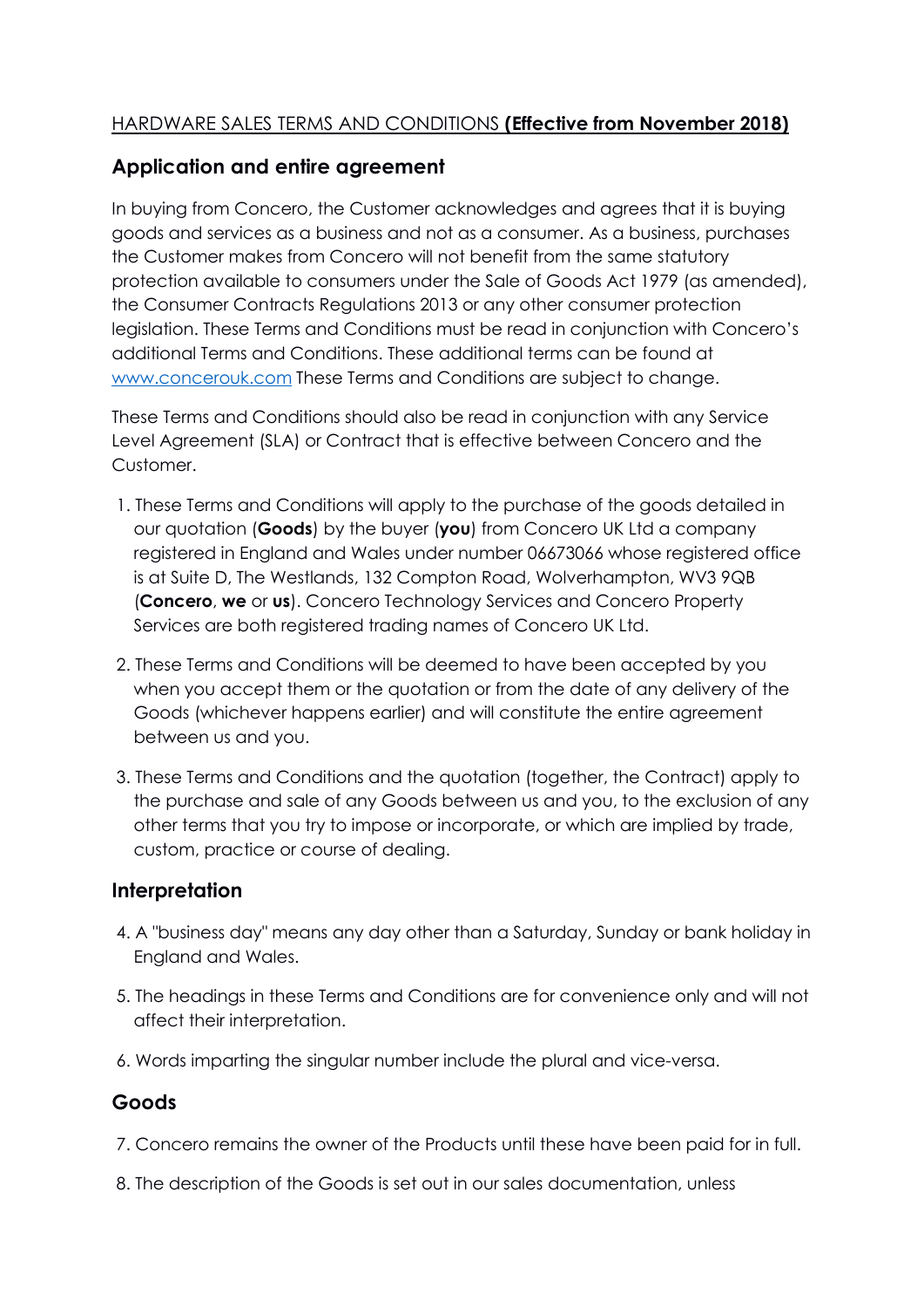HARDWARE SALES TERMS AND CONDITIONS **(Effective from November 2018)**

## Application and entire agreement

In buying from Concero, the Customer acknowledges and agrees that it is buying goods and services as a business and not as a consumer. As a business, purchases the Customer makes from Concero will not benefit from the same statutory protection available to consumers under the Sale of Goods Act 1979 (as amended), the Consumer Contracts Regulations 2013 or any other consumer protection legislation. These Terms and Conditions must be read in conjunction with Concero's additional Terms and Conditions. These additional terms can be found at [www.concerouk.com](http://www.concerouk.com) These Terms and Conditions are subject to change.

These Terms and Conditions should also be read in conjunction with any Service Level Agreement (SLA) or Contract that is effective between Concero and the Customer.

1. These Terms and Conditions will apply to the purchase of the goods detailed in our quotation (**Goods**) by the buyer (**you**) from Concero UK Ltd a company registered in England and Wales under number 06673066 whose registered office is at Suite D, The Westlands, 132 Compton Road, Wolverhampton, WV3 9QB (**Concero**, **we** or **us**). Concero Technology Services and Concero Property Services are both registered trading names of Concero UK Ltd.
2. These Terms and Conditions will be deemed to have been accepted by you when you accept them or the quotation or from the date of any delivery of the Goods (whichever happens earlier) and will constitute the entire agreement between us and you.
3. These Terms and Conditions and the quotation (together, the Contract) apply to the purchase and sale of any Goods between us and you, to the exclusion of any other terms that you try to impose or incorporate, or which are implied by trade, custom, practice or course of dealing.

## Interpretation

4. A "business day" means any day other than a Saturday, Sunday or bank holiday in England and Wales.
5. The headings in these Terms and Conditions are for convenience only and will not affect their interpretation.
6. Words imparting the singular number include the plural and vice-versa.

## Goods

7. Concero remains the owner of the Products until these have been paid for in full.
8. The description of the Goods is set out in our sales documentation, unless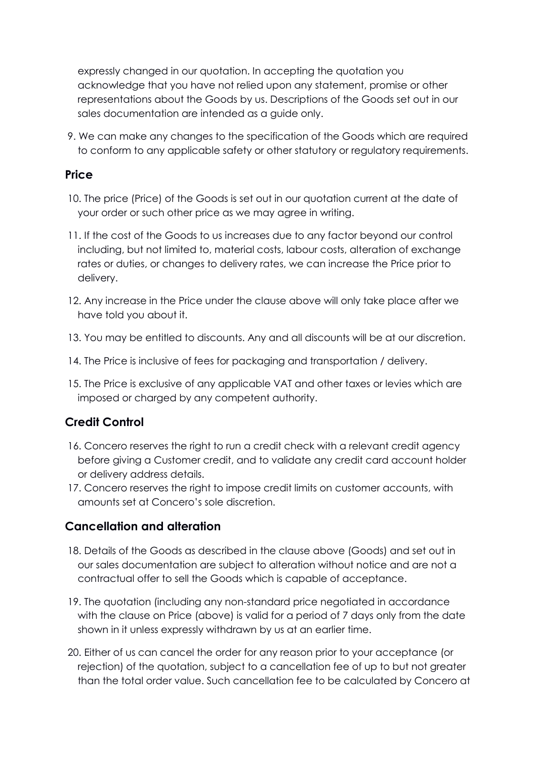expressly changed in our quotation. In accepting the quotation you acknowledge that you have not relied upon any statement, promise or other representations about the Goods by us. Descriptions of the Goods set out in our sales documentation are intended as a guide only.

9. We can make any changes to the specification of the Goods which are required to conform to any applicable safety or other statutory or regulatory requirements.

## Price

10. The price (Price) of the Goods is set out in our quotation current at the date of your order or such other price as we may agree in writing.

11. If the cost of the Goods to us increases due to any factor beyond our control including, but not limited to, material costs, labour costs, alteration of exchange rates or duties, or changes to delivery rates, we can increase the Price prior to delivery.

12. Any increase in the Price under the clause above will only take place after we have told you about it.

13. You may be entitled to discounts. Any and all discounts will be at our discretion.

14. The Price is inclusive of fees for packaging and transportation / delivery.

15. The Price is exclusive of any applicable VAT and other taxes or levies which are imposed or charged by any competent authority.

## Credit Control

16. Concero reserves the right to run a credit check with a relevant credit agency before giving a Customer credit, and to validate any credit card account holder or delivery address details.
17. Concero reserves the right to impose credit limits on customer accounts, with amounts set at Concero's sole discretion.

## Cancellation and alteration

18. Details of the Goods as described in the clause above (Goods) and set out in our sales documentation are subject to alteration without notice and are not a contractual offer to sell the Goods which is capable of acceptance.

19. The quotation (including any non-standard price negotiated in accordance with the clause on Price (above) is valid for a period of 7 days only from the date shown in it unless expressly withdrawn by us at an earlier time.

20. Either of us can cancel the order for any reason prior to your acceptance (or rejection) of the quotation, subject to a cancellation fee of up to but not greater than the total order value. Such cancellation fee to be calculated by Concero at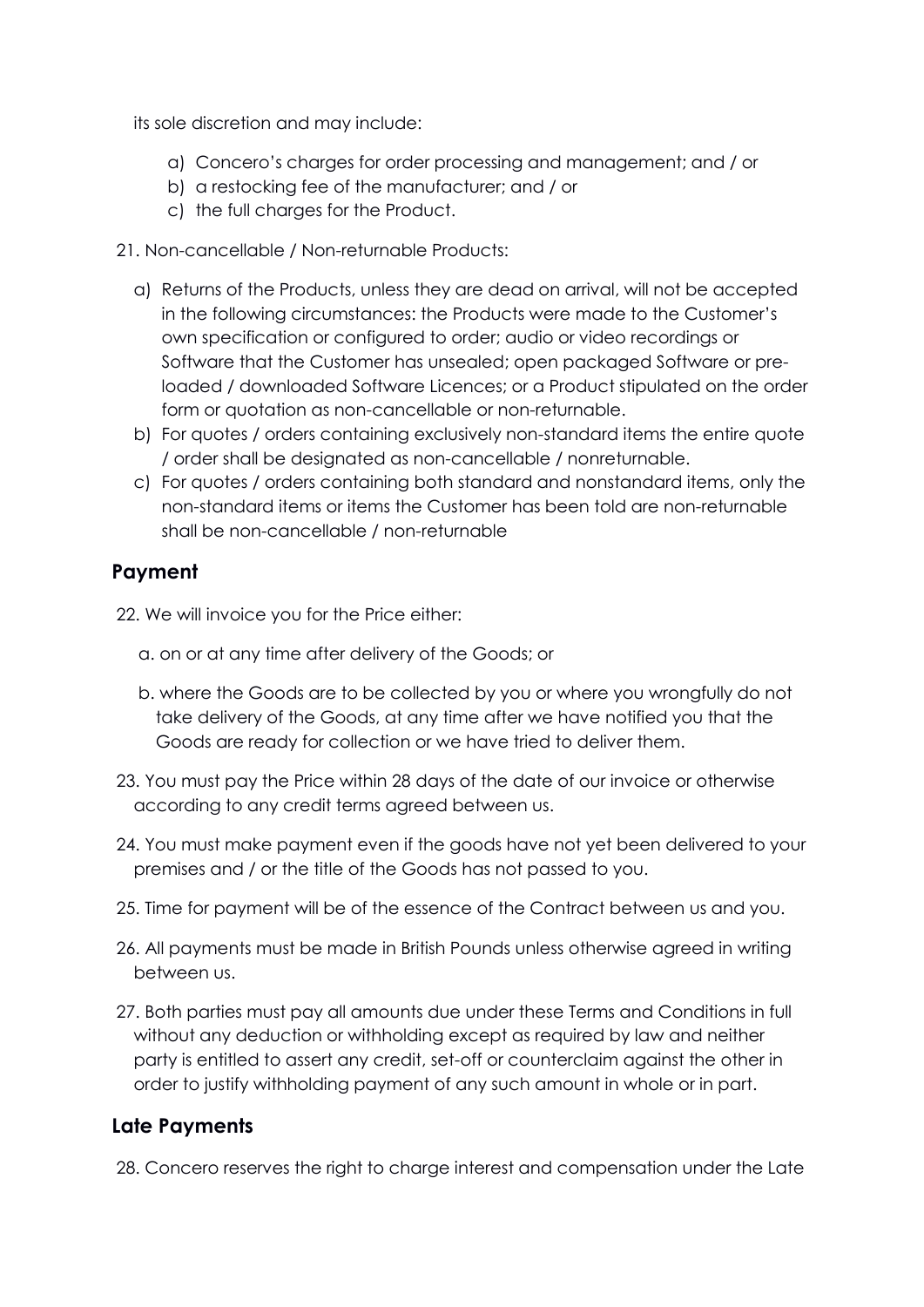its sole discretion and may include:

a) Concero's charges for order processing and management; and / or
b) a restocking fee of the manufacturer; and / or
c) the full charges for the Product.

21. Non-cancellable / Non-returnable Products:

a) Returns of the Products, unless they are dead on arrival, will not be accepted in the following circumstances: the Products were made to the Customer's own specification or configured to order; audio or video recordings or Software that the Customer has unsealed; open packaged Software or pre-loaded / downloaded Software Licences; or a Product stipulated on the order form or quotation as non-cancellable or non-returnable.
b) For quotes / orders containing exclusively non-standard items the entire quote / order shall be designated as non-cancellable / nonreturnable.
c) For quotes / orders containing both standard and nonstandard items, only the non-standard items or items the Customer has been told are non-returnable shall be non-cancellable / non-returnable

## Payment

22. We will invoice you for the Price either:

a. on or at any time after delivery of the Goods; or

b. where the Goods are to be collected by you or where you wrongfully do not take delivery of the Goods, at any time after we have notified you that the Goods are ready for collection or we have tried to deliver them.

23. You must pay the Price within 28 days of the date of our invoice or otherwise according to any credit terms agreed between us.

24. You must make payment even if the goods have not yet been delivered to your premises and / or the title of the Goods has not passed to you.

25. Time for payment will be of the essence of the Contract between us and you.

26. All payments must be made in British Pounds unless otherwise agreed in writing between us.

27. Both parties must pay all amounts due under these Terms and Conditions in full without any deduction or withholding except as required by law and neither party is entitled to assert any credit, set-off or counterclaim against the other in order to justify withholding payment of any such amount in whole or in part.

## Late Payments

28. Concero reserves the right to charge interest and compensation under the Late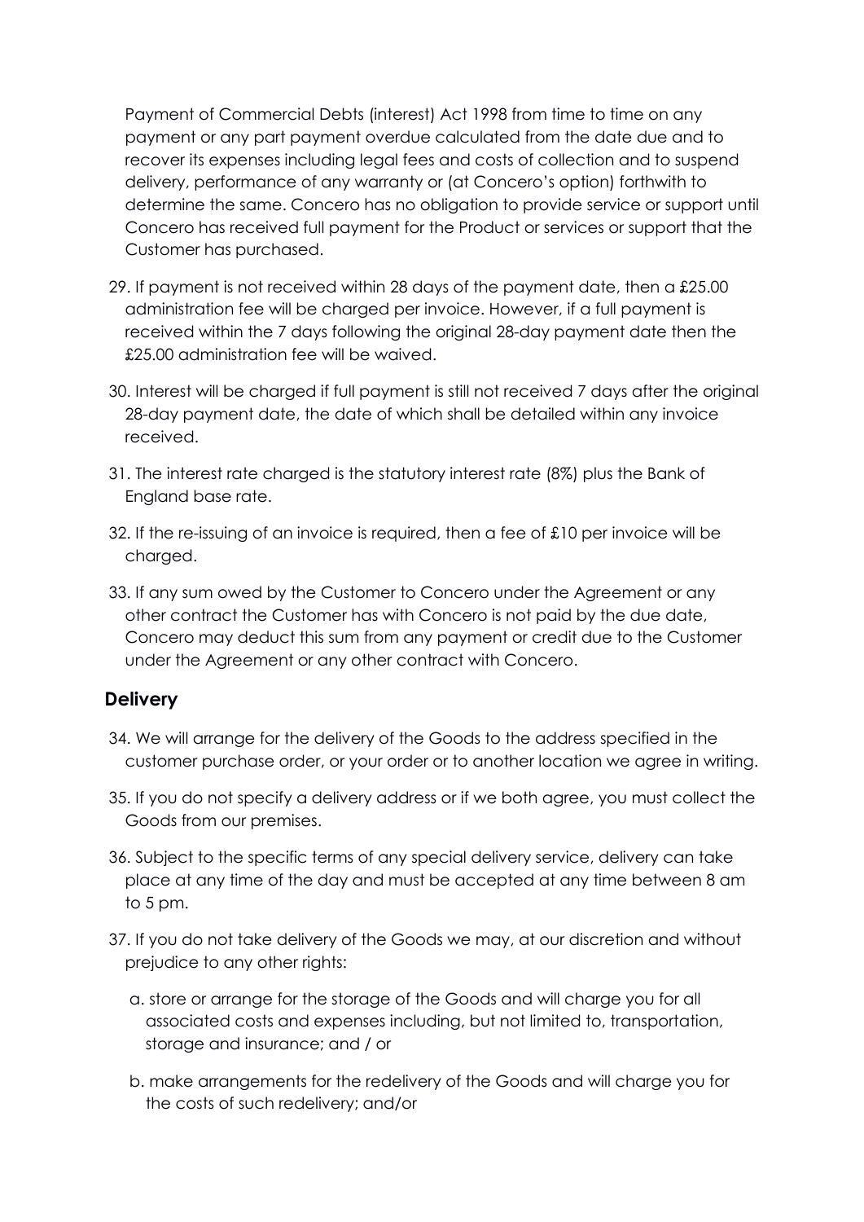Payment of Commercial Debts (interest) Act 1998 from time to time on any payment or any part payment overdue calculated from the date due and to recover its expenses including legal fees and costs of collection and to suspend delivery, performance of any warranty or (at Concero's option) forthwith to determine the same. Concero has no obligation to provide service or support until Concero has received full payment for the Product or services or support that the Customer has purchased.

29. If payment is not received within 28 days of the payment date, then a £25.00 administration fee will be charged per invoice. However, if a full payment is received within the 7 days following the original 28-day payment date then the £25.00 administration fee will be waived.

30. Interest will be charged if full payment is still not received 7 days after the original 28-day payment date, the date of which shall be detailed within any invoice received.

31. The interest rate charged is the statutory interest rate (8%) plus the Bank of England base rate.

32. If the re-issuing of an invoice is required, then a fee of £10 per invoice will be charged.

33. If any sum owed by the Customer to Concero under the Agreement or any other contract the Customer has with Concero is not paid by the due date, Concero may deduct this sum from any payment or credit due to the Customer under the Agreement or any other contract with Concero.

## Delivery

34. We will arrange for the delivery of the Goods to the address specified in the customer purchase order, or your order or to another location we agree in writing.

35. If you do not specify a delivery address or if we both agree, you must collect the Goods from our premises.

36. Subject to the specific terms of any special delivery service, delivery can take place at any time of the day and must be accepted at any time between 8 am to 5 pm.

37. If you do not take delivery of the Goods we may, at our discretion and without prejudice to any other rights:

    a. store or arrange for the storage of the Goods and will charge you for all associated costs and expenses including, but not limited to, transportation, storage and insurance; and / or

    b. make arrangements for the redelivery of the Goods and will charge you for the costs of such redelivery; and/or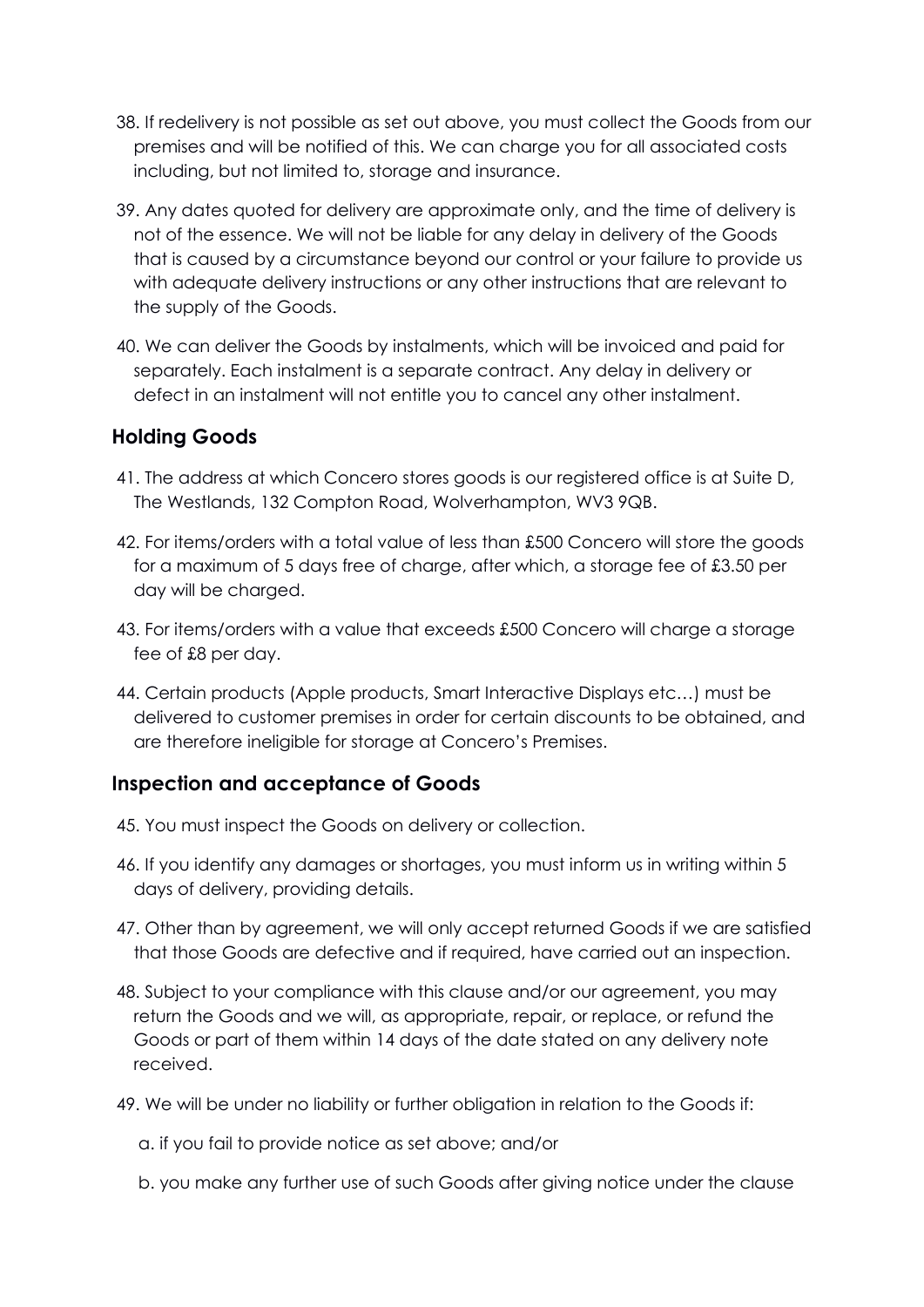38. If redelivery is not possible as set out above, you must collect the Goods from our premises and will be notified of this. We can charge you for all associated costs including, but not limited to, storage and insurance.

39. Any dates quoted for delivery are approximate only, and the time of delivery is not of the essence. We will not be liable for any delay in delivery of the Goods that is caused by a circumstance beyond our control or your failure to provide us with adequate delivery instructions or any other instructions that are relevant to the supply of the Goods.

40. We can deliver the Goods by instalments, which will be invoiced and paid for separately. Each instalment is a separate contract. Any delay in delivery or defect in an instalment will not entitle you to cancel any other instalment.

## Holding Goods

41. The address at which Concero stores goods is our registered office is at Suite D, The Westlands, 132 Compton Road, Wolverhampton, WV3 9QB.

42. For items/orders with a total value of less than £500 Concero will store the goods for a maximum of 5 days free of charge, after which, a storage fee of £3.50 per day will be charged.

43. For items/orders with a value that exceeds £500 Concero will charge a storage fee of £8 per day.

44. Certain products (Apple products, Smart Interactive Displays etc…) must be delivered to customer premises in order for certain discounts to be obtained, and are therefore ineligible for storage at Concero's Premises.

## Inspection and acceptance of Goods

45. You must inspect the Goods on delivery or collection.

46. If you identify any damages or shortages, you must inform us in writing within 5 days of delivery, providing details.

47. Other than by agreement, we will only accept returned Goods if we are satisfied that those Goods are defective and if required, have carried out an inspection.

48. Subject to your compliance with this clause and/or our agreement, you may return the Goods and we will, as appropriate, repair, or replace, or refund the Goods or part of them within 14 days of the date stated on any delivery note received.

49. We will be under no liability or further obligation in relation to the Goods if:

    a. if you fail to provide notice as set above; and/or

    b. you make any further use of such Goods after giving notice under the clause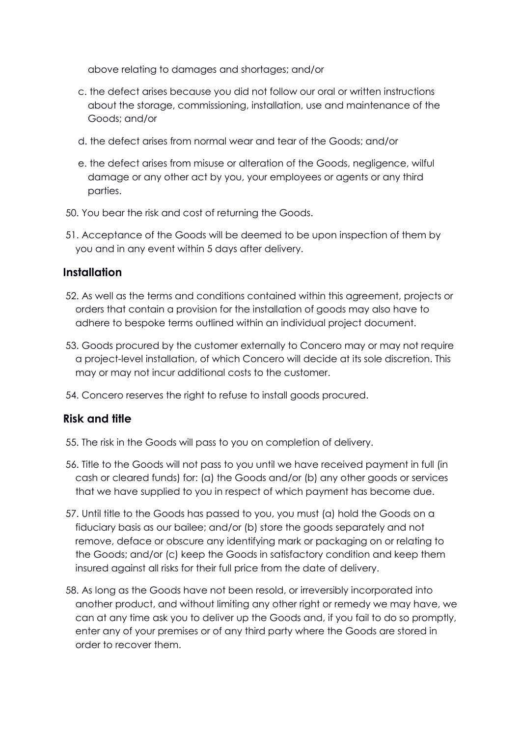above relating to damages and shortages; and/or

c. the defect arises because you did not follow our oral or written instructions about the storage, commissioning, installation, use and maintenance of the Goods; and/or

d. the defect arises from normal wear and tear of the Goods; and/or

e. the defect arises from misuse or alteration of the Goods, negligence, wilful damage or any other act by you, your employees or agents or any third parties.

50. You bear the risk and cost of returning the Goods.

51. Acceptance of the Goods will be deemed to be upon inspection of them by you and in any event within 5 days after delivery.

## Installation

52. As well as the terms and conditions contained within this agreement, projects or orders that contain a provision for the installation of goods may also have to adhere to bespoke terms outlined within an individual project document.

53. Goods procured by the customer externally to Concero may or may not require a project-level installation, of which Concero will decide at its sole discretion. This may or may not incur additional costs to the customer.

54. Concero reserves the right to refuse to install goods procured.

## Risk and title

55. The risk in the Goods will pass to you on completion of delivery.

56. Title to the Goods will not pass to you until we have received payment in full (in cash or cleared funds) for: (a) the Goods and/or (b) any other goods or services that we have supplied to you in respect of which payment has become due.

57. Until title to the Goods has passed to you, you must (a) hold the Goods on a fiduciary basis as our bailee; and/or (b) store the goods separately and not remove, deface or obscure any identifying mark or packaging on or relating to the Goods; and/or (c) keep the Goods in satisfactory condition and keep them insured against all risks for their full price from the date of delivery.

58. As long as the Goods have not been resold, or irreversibly incorporated into another product, and without limiting any other right or remedy we may have, we can at any time ask you to deliver up the Goods and, if you fail to do so promptly, enter any of your premises or of any third party where the Goods are stored in order to recover them.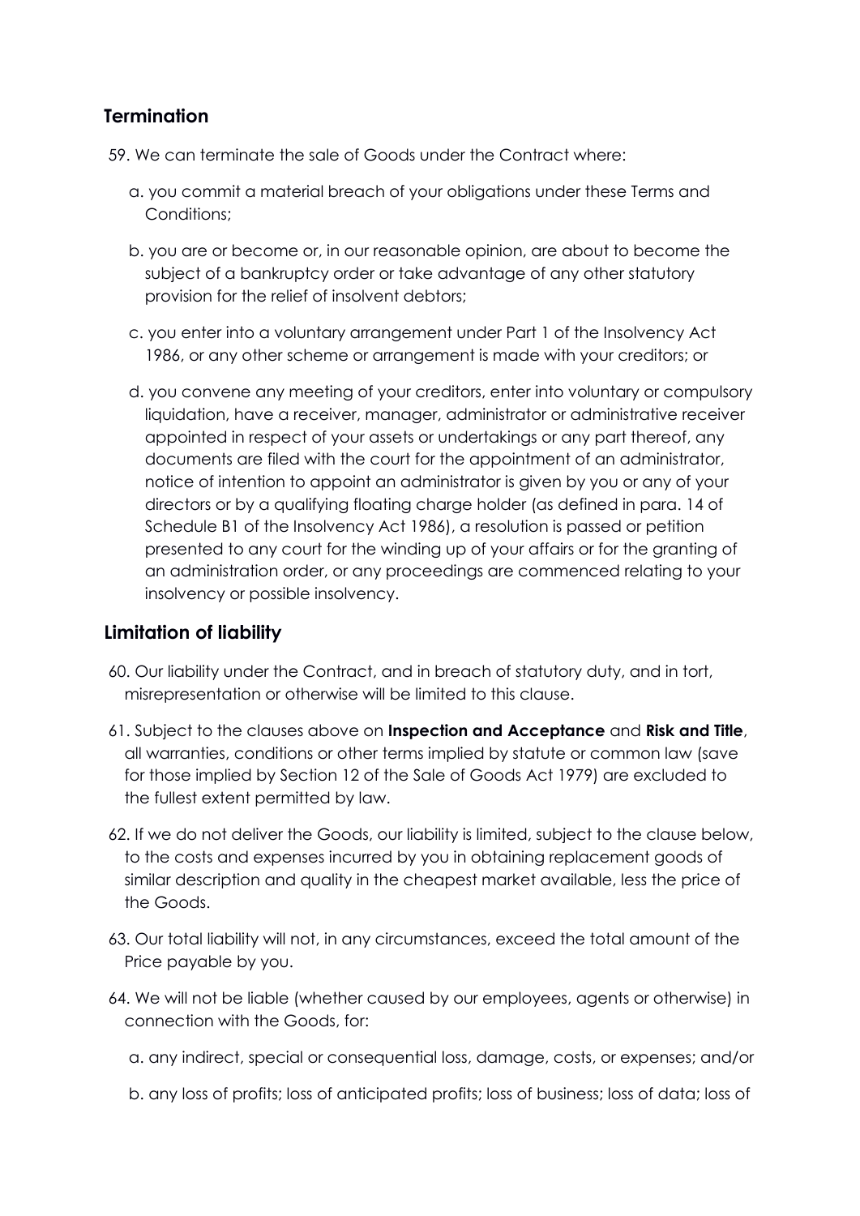## Termination

59. We can terminate the sale of Goods under the Contract where:

   a. you commit a material breach of your obligations under these Terms and Conditions;

   b. you are or become or, in our reasonable opinion, are about to become the subject of a bankruptcy order or take advantage of any other statutory provision for the relief of insolvent debtors;

   c. you enter into a voluntary arrangement under Part 1 of the Insolvency Act 1986, or any other scheme or arrangement is made with your creditors; or

   d. you convene any meeting of your creditors, enter into voluntary or compulsory liquidation, have a receiver, manager, administrator or administrative receiver appointed in respect of your assets or undertakings or any part thereof, any documents are filed with the court for the appointment of an administrator, notice of intention to appoint an administrator is given by you or any of your directors or by a qualifying floating charge holder (as defined in para. 14 of Schedule B1 of the Insolvency Act 1986), a resolution is passed or petition presented to any court for the winding up of your affairs or for the granting of an administration order, or any proceedings are commenced relating to your insolvency or possible insolvency.

## Limitation of liability

60. Our liability under the Contract, and in breach of statutory duty, and in tort, misrepresentation or otherwise will be limited to this clause.

61. Subject to the clauses above on **Inspection and Acceptance** and **Risk and Title**, all warranties, conditions or other terms implied by statute or common law (save for those implied by Section 12 of the Sale of Goods Act 1979) are excluded to the fullest extent permitted by law.

62. If we do not deliver the Goods, our liability is limited, subject to the clause below, to the costs and expenses incurred by you in obtaining replacement goods of similar description and quality in the cheapest market available, less the price of the Goods.

63. Our total liability will not, in any circumstances, exceed the total amount of the Price payable by you.

64. We will not be liable (whether caused by our employees, agents or otherwise) in connection with the Goods, for:

   a. any indirect, special or consequential loss, damage, costs, or expenses; and/or

   b. any loss of profits; loss of anticipated profits; loss of business; loss of data; loss of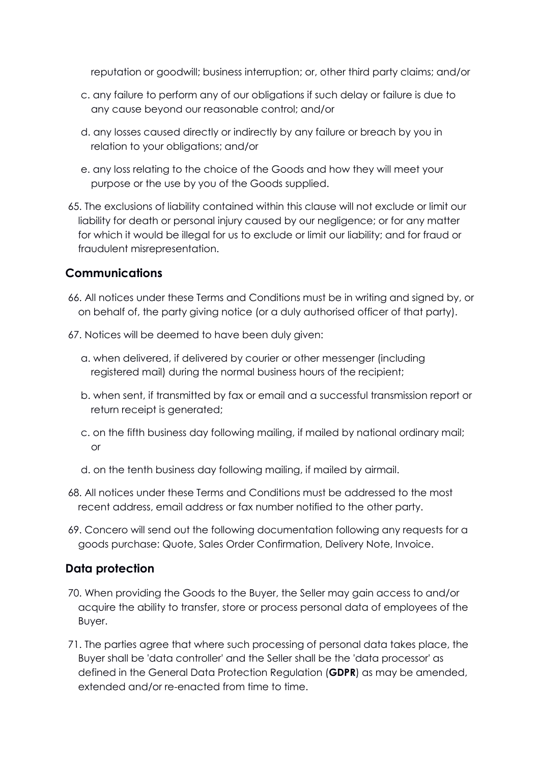reputation or goodwill; business interruption; or, other third party claims; and/or

c. any failure to perform any of our obligations if such delay or failure is due to any cause beyond our reasonable control; and/or

d. any losses caused directly or indirectly by any failure or breach by you in relation to your obligations; and/or

e. any loss relating to the choice of the Goods and how they will meet your purpose or the use by you of the Goods supplied.

65. The exclusions of liability contained within this clause will not exclude or limit our liability for death or personal injury caused by our negligence; or for any matter for which it would be illegal for us to exclude or limit our liability; and for fraud or fraudulent misrepresentation.

## Communications

66. All notices under these Terms and Conditions must be in writing and signed by, or on behalf of, the party giving notice (or a duly authorised officer of that party).

67. Notices will be deemed to have been duly given:

  a. when delivered, if delivered by courier or other messenger (including registered mail) during the normal business hours of the recipient;

  b. when sent, if transmitted by fax or email and a successful transmission report or return receipt is generated;

  c. on the fifth business day following mailing, if mailed by national ordinary mail; or

  d. on the tenth business day following mailing, if mailed by airmail.

68. All notices under these Terms and Conditions must be addressed to the most recent address, email address or fax number notified to the other party.

69. Concero will send out the following documentation following any requests for a goods purchase: Quote, Sales Order Confirmation, Delivery Note, Invoice.

## Data protection

70. When providing the Goods to the Buyer, the Seller may gain access to and/or acquire the ability to transfer, store or process personal data of employees of the Buyer.

71. The parties agree that where such processing of personal data takes place, the Buyer shall be 'data controller' and the Seller shall be the 'data processor' as defined in the General Data Protection Regulation (**GDPR**) as may be amended, extended and/or re-enacted from time to time.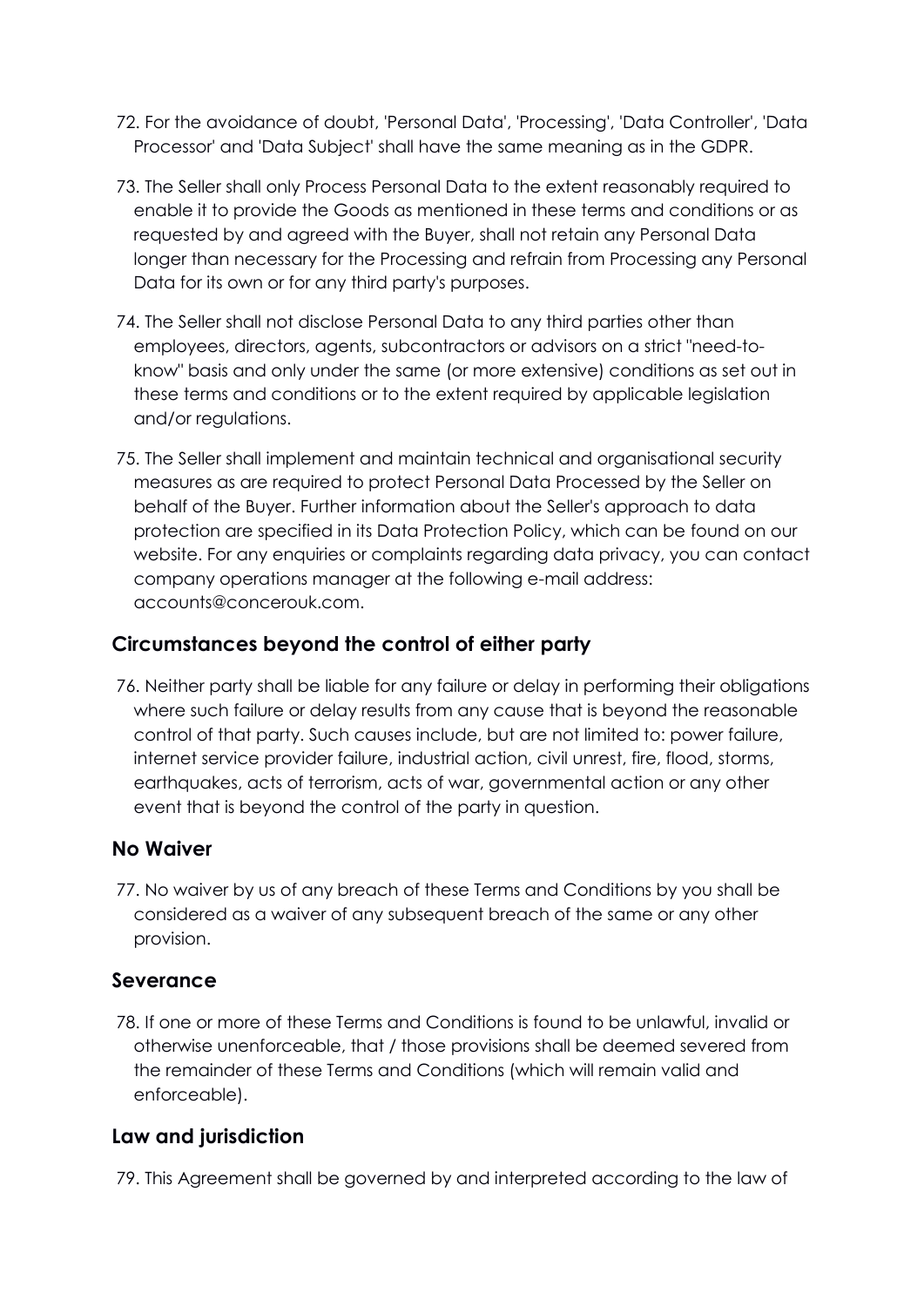72. For the avoidance of doubt, 'Personal Data', 'Processing', 'Data Controller', 'Data Processor' and 'Data Subject' shall have the same meaning as in the GDPR.

73. The Seller shall only Process Personal Data to the extent reasonably required to enable it to provide the Goods as mentioned in these terms and conditions or as requested by and agreed with the Buyer, shall not retain any Personal Data longer than necessary for the Processing and refrain from Processing any Personal Data for its own or for any third party's purposes.

74. The Seller shall not disclose Personal Data to any third parties other than employees, directors, agents, subcontractors or advisors on a strict "need-to-know" basis and only under the same (or more extensive) conditions as set out in these terms and conditions or to the extent required by applicable legislation and/or regulations.

75. The Seller shall implement and maintain technical and organisational security measures as are required to protect Personal Data Processed by the Seller on behalf of the Buyer. Further information about the Seller's approach to data protection are specified in its Data Protection Policy, which can be found on our website. For any enquiries or complaints regarding data privacy, you can contact company operations manager at the following e-mail address: accounts@concerouk.com.

## Circumstances beyond the control of either party

76. Neither party shall be liable for any failure or delay in performing their obligations where such failure or delay results from any cause that is beyond the reasonable control of that party. Such causes include, but are not limited to: power failure, internet service provider failure, industrial action, civil unrest, fire, flood, storms, earthquakes, acts of terrorism, acts of war, governmental action or any other event that is beyond the control of the party in question.

## No Waiver

77. No waiver by us of any breach of these Terms and Conditions by you shall be considered as a waiver of any subsequent breach of the same or any other provision.

## Severance

78. If one or more of these Terms and Conditions is found to be unlawful, invalid or otherwise unenforceable, that / those provisions shall be deemed severed from the remainder of these Terms and Conditions (which will remain valid and enforceable).

## Law and jurisdiction

79. This Agreement shall be governed by and interpreted according to the law of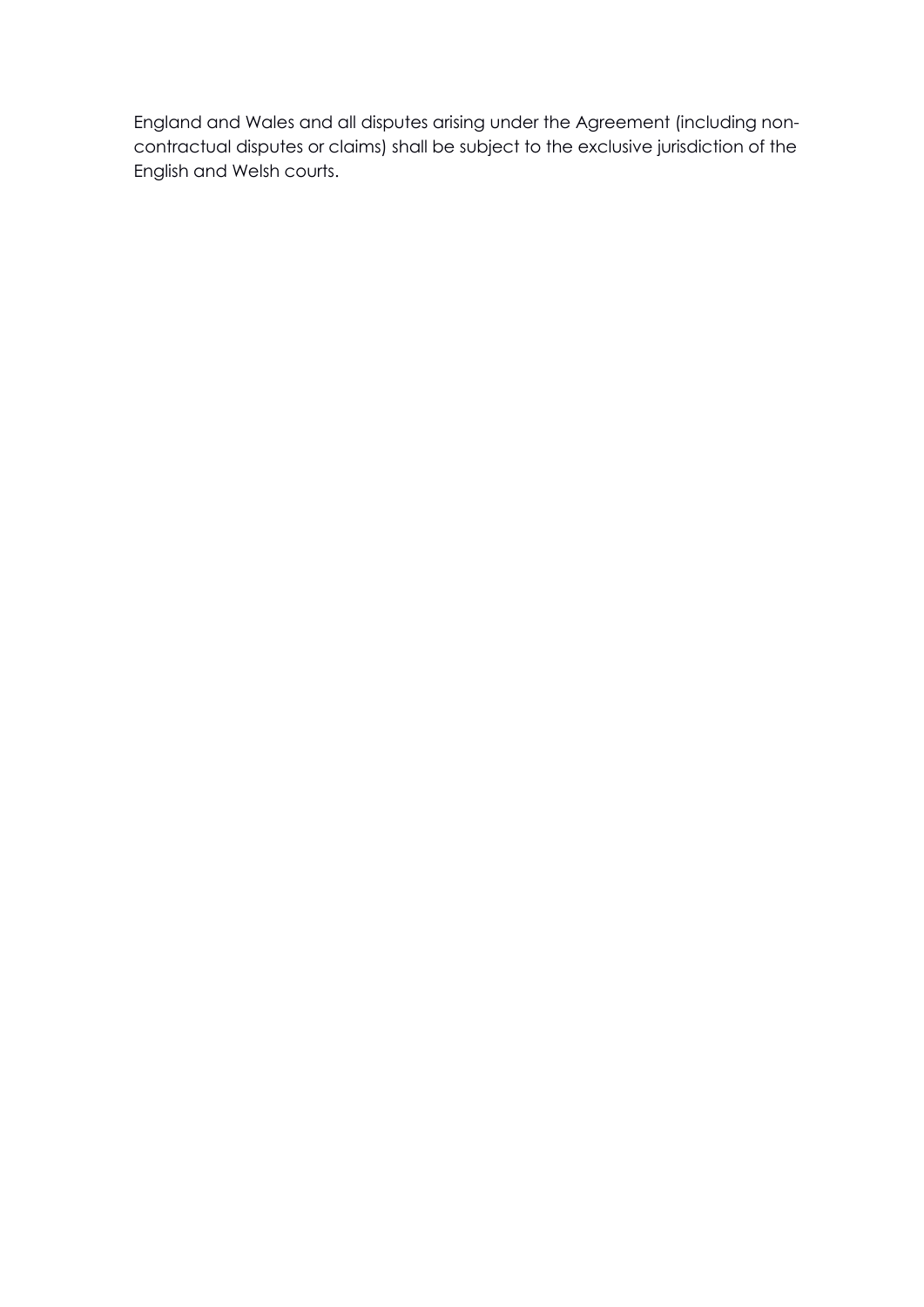England and Wales and all disputes arising under the Agreement (including non-contractual disputes or claims) shall be subject to the exclusive jurisdiction of the English and Welsh courts.